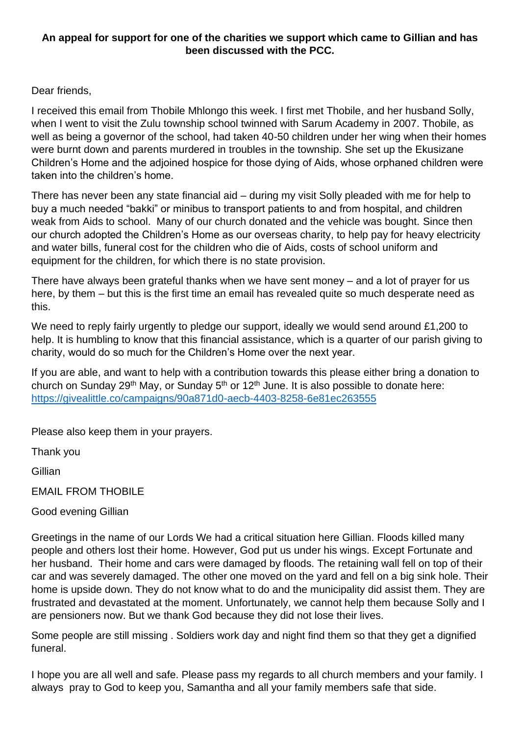**An appeal for support for one of the charities we support which came to Gillian and has been discussed with the PCC.**

Dear friends,

I received this email from Thobile Mhlongo this week. I first met Thobile, and her husband Solly, when I went to visit the Zulu township school twinned with Sarum Academy in 2007. Thobile, as well as being a governor of the school, had taken 40-50 children under her wing when their homes were burnt down and parents murdered in troubles in the township. She set up the Ekusizane Children's Home and the adjoined hospice for those dying of Aids, whose orphaned children were taken into the children's home.

There has never been any state financial aid – during my visit Solly pleaded with me for help to buy a much needed "bakki" or minibus to transport patients to and from hospital, and children weak from Aids to school. Many of our church donated and the vehicle was bought. Since then our church adopted the Children's Home as our overseas charity, to help pay for heavy electricity and water bills, funeral cost for the children who die of Aids, costs of school uniform and equipment for the children, for which there is no state provision.

There have always been grateful thanks when we have sent money – and a lot of prayer for us here, by them – but this is the first time an email has revealed quite so much desperate need as this.

We need to reply fairly urgently to pledge our support, ideally we would send around £1,200 to help. It is humbling to know that this financial assistance, which is a quarter of our parish giving to charity, would do so much for the Children's Home over the next year.

If you are able, and want to help with a contribution towards this please either bring a donation to church on Sunday 29th May, or Sunday 5th or 12th June. It is also possible to donate here: https://givealittle.co/campaigns/90a871d0-aecb-4403-8258-6e81ec263555

Please also keep them in your prayers.

Thank you

Gillian

EMAIL FROM THOBILE

Good evening Gillian

Greetings in the name of our Lords We had a critical situation here Gillian. Floods killed many people and others lost their home. However, God put us under his wings. Except Fortunate and her husband. Their home and cars were damaged by floods. The retaining wall fell on top of their car and was severely damaged. The other one moved on the yard and fell on a big sink hole. Their home is upside down. They do not know what to do and the municipality did assist them. They are frustrated and devastated at the moment. Unfortunately, we cannot help them because Solly and I are pensioners now. But we thank God because they did not lose their lives.

Some people are still missing . Soldiers work day and night find them so that they get a dignified funeral.

I hope you are all well and safe. Please pass my regards to all church members and your family. I always pray to God to keep you, Samantha and all your family members safe that side.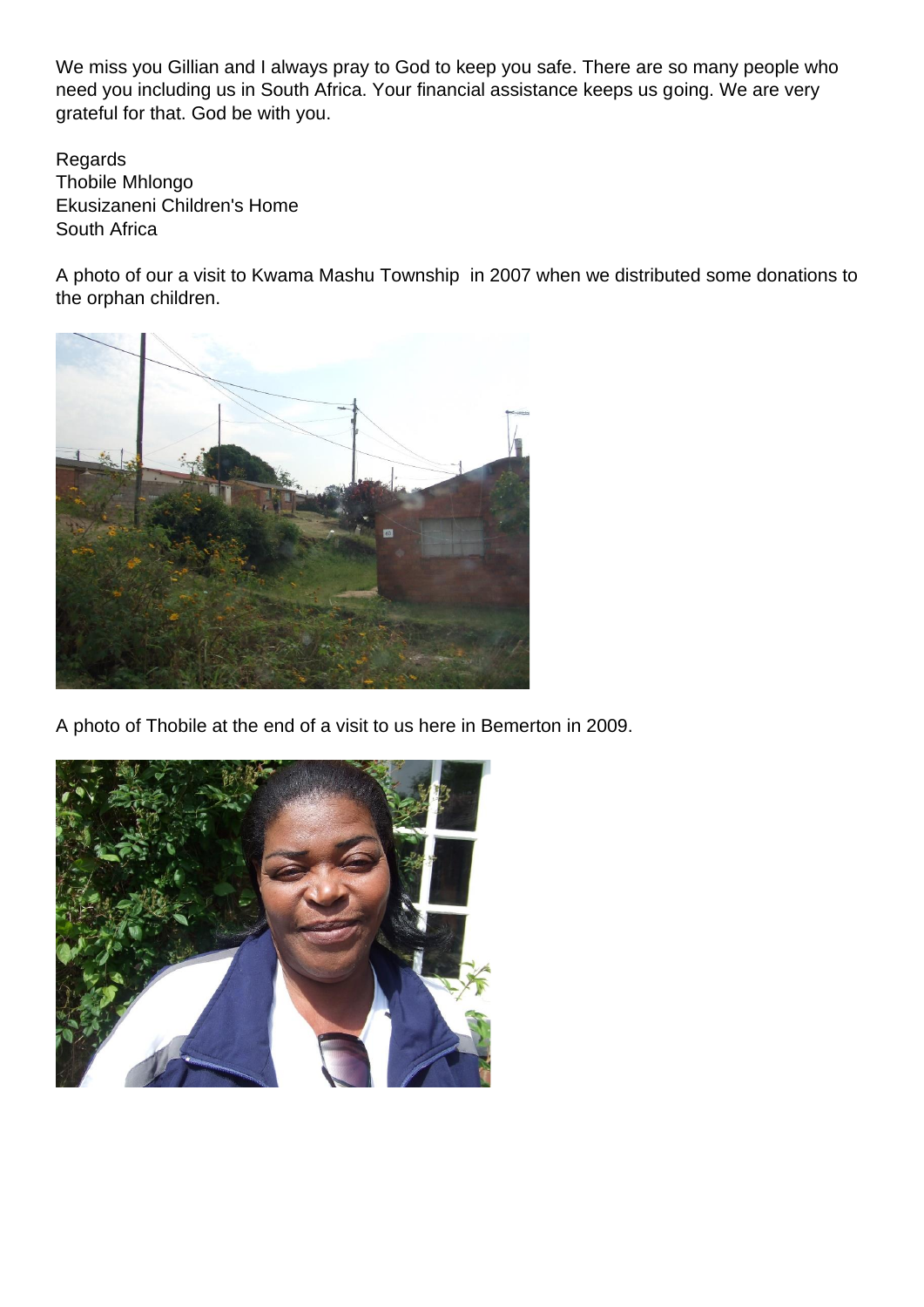We miss you Gillian and I always pray to God to keep you safe. There are so many people who need you including us in South Africa. Your financial assistance keeps us going. We are very grateful for that. God be with you.

Regards
Thobile Mhlongo
Ekusizaneni Children's Home
South Africa

A photo of our a visit to Kwama Mashu Township  in 2007 when we distributed some donations to the orphan children.

A photo of Thobile at the end of a visit to us here in Bemerton in 2009.